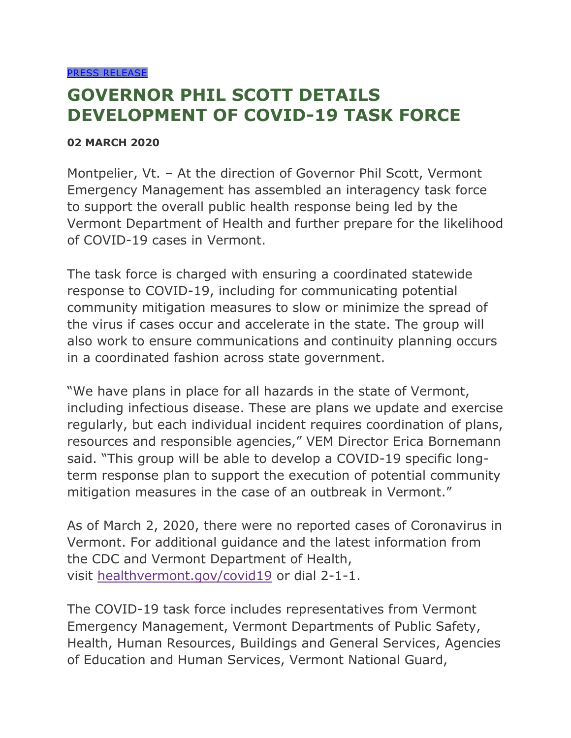[PRESS RELEASE](#)

# GOVERNOR PHIL SCOTT DETAILS DEVELOPMENT OF COVID-19 TASK FORCE

**02 MARCH 2020**

Montpelier, Vt. – At the direction of Governor Phil Scott, Vermont Emergency Management has assembled an interagency task force to support the overall public health response being led by the Vermont Department of Health and further prepare for the likelihood of COVID-19 cases in Vermont.

The task force is charged with ensuring a coordinated statewide response to COVID-19, including for communicating potential community mitigation measures to slow or minimize the spread of the virus if cases occur and accelerate in the state. The group will also work to ensure communications and continuity planning occurs in a coordinated fashion across state government.

"We have plans in place for all hazards in the state of Vermont, including infectious disease. These are plans we update and exercise regularly, but each individual incident requires coordination of plans, resources and responsible agencies," VEM Director Erica Bornemann said. "This group will be able to develop a COVID-19 specific long-term response plan to support the execution of potential community mitigation measures in the case of an outbreak in Vermont."

As of March 2, 2020, there were no reported cases of Coronavirus in Vermont. For additional guidance and the latest information from the CDC and Vermont Department of Health, visit [healthvermont.gov/covid19](healthvermont.gov/covid19) or dial 2-1-1.

The COVID-19 task force includes representatives from Vermont Emergency Management, Vermont Departments of Public Safety, Health, Human Resources, Buildings and General Services, Agencies of Education and Human Services, Vermont National Guard,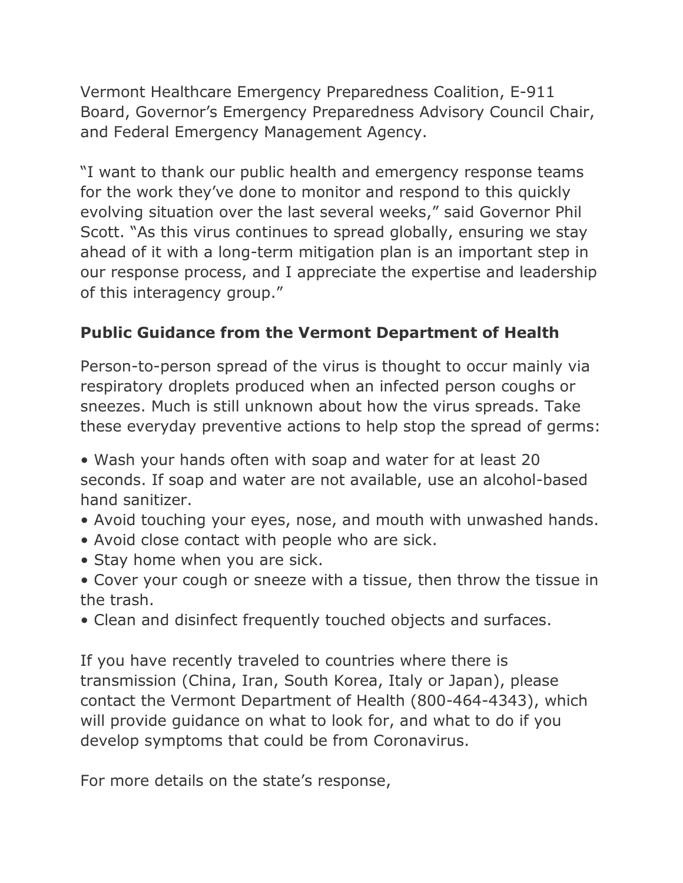Vermont Healthcare Emergency Preparedness Coalition, E-911 Board, Governor's Emergency Preparedness Advisory Council Chair, and Federal Emergency Management Agency.

"I want to thank our public health and emergency response teams for the work they've done to monitor and respond to this quickly evolving situation over the last several weeks," said Governor Phil Scott. "As this virus continues to spread globally, ensuring we stay ahead of it with a long-term mitigation plan is an important step in our response process, and I appreciate the expertise and leadership of this interagency group."

**Public Guidance from the Vermont Department of Health**

Person-to-person spread of the virus is thought to occur mainly via respiratory droplets produced when an infected person coughs or sneezes. Much is still unknown about how the virus spreads. Take these everyday preventive actions to help stop the spread of germs:

- Wash your hands often with soap and water for at least 20 seconds. If soap and water are not available, use an alcohol-based hand sanitizer.
- Avoid touching your eyes, nose, and mouth with unwashed hands.
- Avoid close contact with people who are sick.
- Stay home when you are sick.
- Cover your cough or sneeze with a tissue, then throw the tissue in the trash.
- Clean and disinfect frequently touched objects and surfaces.

If you have recently traveled to countries where there is transmission (China, Iran, South Korea, Italy or Japan), please contact the Vermont Department of Health (800-464-4343), which will provide guidance on what to look for, and what to do if you develop symptoms that could be from Coronavirus.

For more details on the state's response,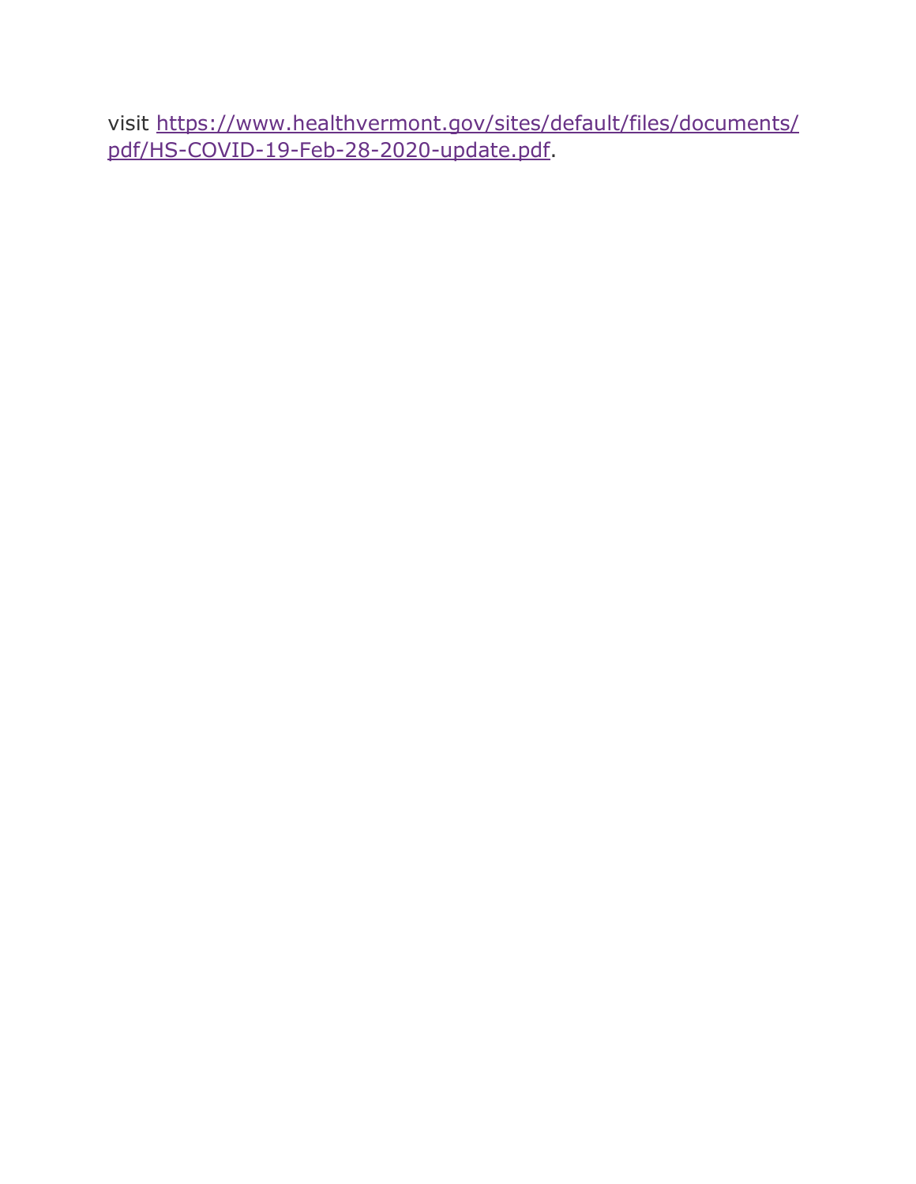visit [https://www.healthvermont.gov/sites/default/files/documents/pdf/HS-COVID-19-Feb-28-2020-update.pdf](https://www.healthvermont.gov/sites/default/files/documents/pdf/HS-COVID-19-Feb-28-2020-update.pdf).